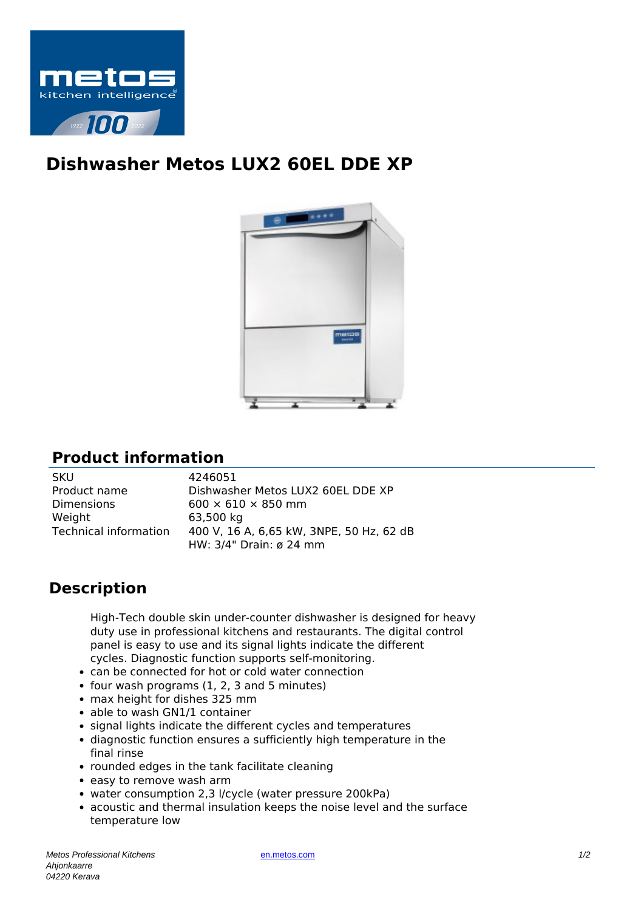# Dishwasher Metos LUX2 60EL DDE XP

## Product information

| | |
|---|---|
| SKU | 4246051 |
| Product name | Dishwasher Metos LUX2 60EL DDE XP |
| Dimensions | 600 × 610 × 850 mm |
| Weight | 63,500 kg |
| Technical information | 400 V, 16 A, 6,65 kW, 3NPE, 50 Hz, 62 dB<br>HW: 3/4" Drain: ø 24 mm |

## Description

High-Tech double skin under-counter dishwasher is designed for heavy duty use in professional kitchens and restaurants. The digital control panel is easy to use and its signal lights indicate the different cycles. Diagnostic function supports self-monitoring.

- can be connected for hot or cold water connection
- four wash programs (1, 2, 3 and 5 minutes)
- max height for dishes 325 mm
- able to wash GN1/1 container
- signal lights indicate the different cycles and temperatures
- diagnostic function ensures a sufficiently high temperature in the final rinse
- rounded edges in the tank facilitate cleaning
- easy to remove wash arm
- water consumption 2,3 l/cycle (water pressure 200kPa)
- acoustic and thermal insulation keeps the noise level and the surface temperature low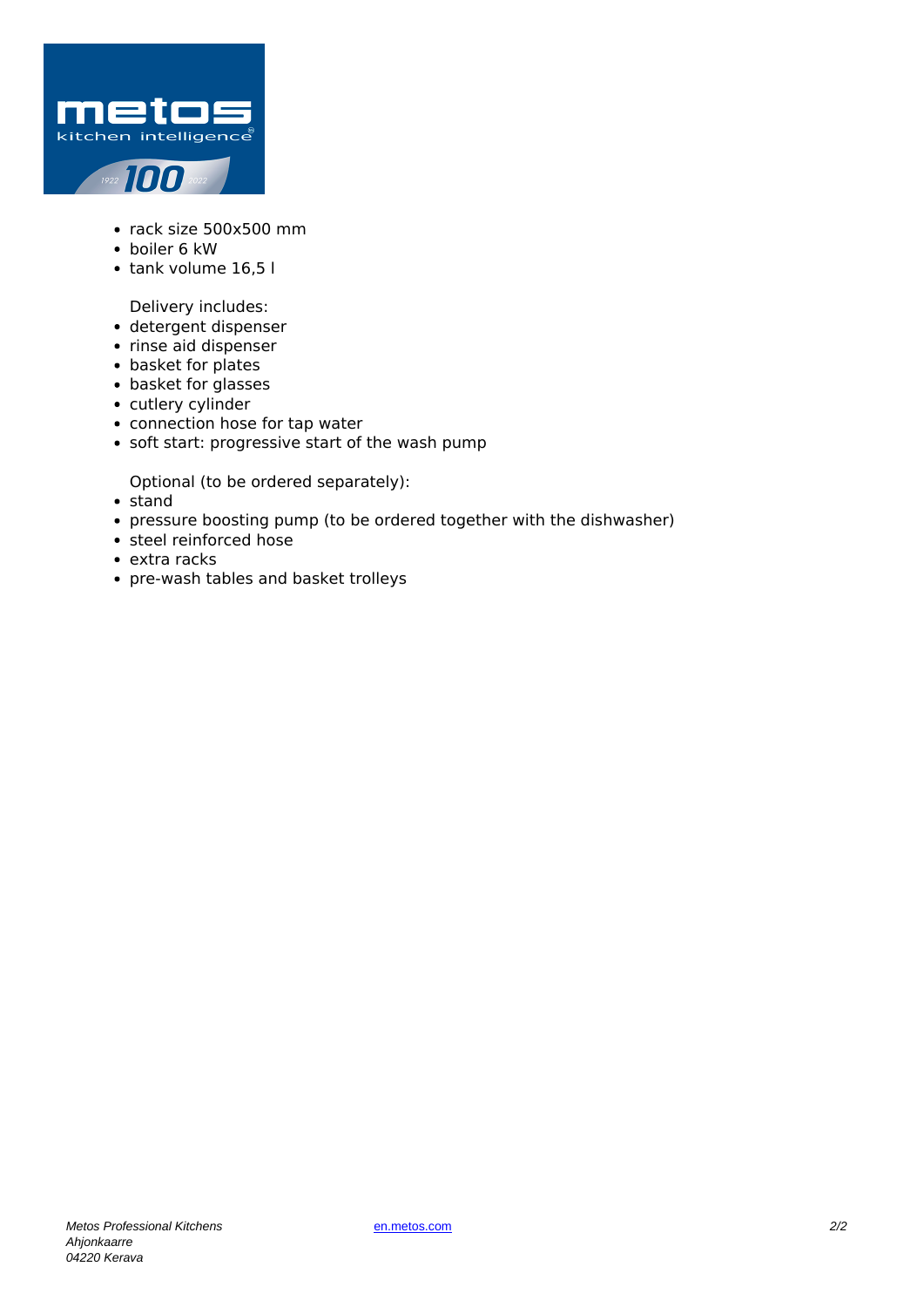- rack size 500x500 mm
- boiler 6 kW
- tank volume 16,5 l

  Delivery includes:
- detergent dispenser
- rinse aid dispenser
- basket for plates
- basket for glasses
- cutlery cylinder
- connection hose for tap water
- soft start: progressive start of the wash pump

  Optional (to be ordered separately):
- stand
- pressure boosting pump (to be ordered together with the dishwasher)
- steel reinforced hose
- extra racks
- pre-wash tables and basket trolleys